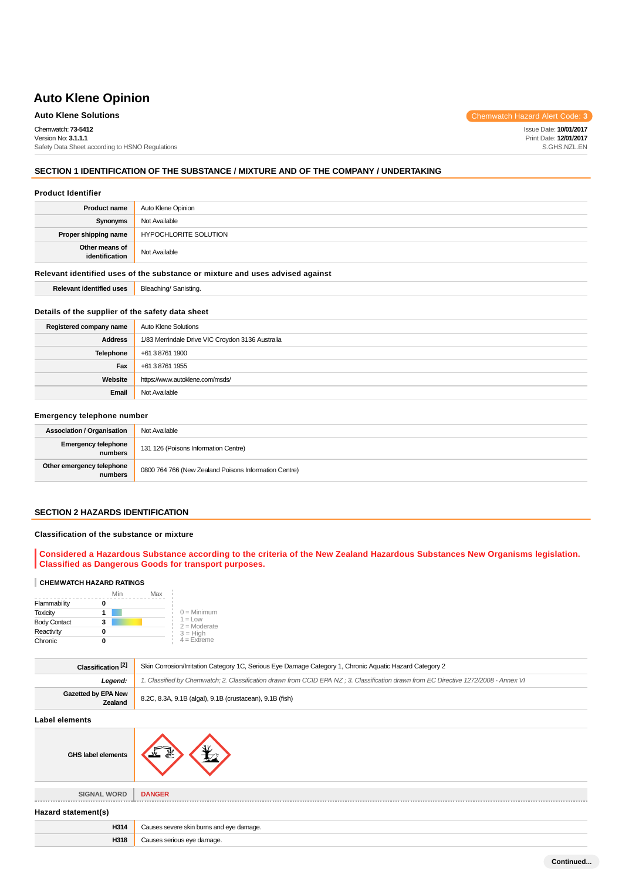# Auto Klene Opinion

**Auto Klene Solutions**

Chemwatch Hazard Alert Code: **3**

Chemwatch: **73-5412**
Version No: **3.1.1.1**
Safety Data Sheet according to HSNO Regulations

Issue Date: **10/01/2017**
Print Date: **12/01/2017**
S.GHS.NZL.EN

## SECTION 1 IDENTIFICATION OF THE SUBSTANCE / MIXTURE AND OF THE COMPANY / UNDERTAKING

### Product Identifier

| | |
|---|---|
| **Product name** | Auto Klene Opinion |
| **Synonyms** | Not Available |
| **Proper shipping name** | HYPOCHLORITE SOLUTION |
| **Other means of identification** | Not Available |

### Relevant identified uses of the substance or mixture and uses advised against

| | |
|---|---|
| **Relevant identified uses** | Bleaching/ Sanisting. |

### Details of the supplier of the safety data sheet

| | |
|---|---|
| **Registered company name** | Auto Klene Solutions |
| **Address** | 1/83 Merrindale Drive VIC Croydon 3136 Australia |
| **Telephone** | +61 3 8761 1900 |
| **Fax** | +61 3 8761 1955 |
| **Website** | https://www.autoklene.com/msds/ |
| **Email** | Not Available |

### Emergency telephone number

| | |
|---|---|
| **Association / Organisation** | Not Available |
| **Emergency telephone numbers** | 131 126 (Poisons Information Centre) |
| **Other emergency telephone numbers** | 0800 764 766 (New Zealand Poisons Information Centre) |

## SECTION 2 HAZARDS IDENTIFICATION

### Classification of the substance or mixture

**Considered a Hazardous Substance according to the criteria of the New Zealand Hazardous Substances New Organisms legislation. Classified as Dangerous Goods for transport purposes.**

**CHEMWATCH HAZARD RATINGS**

| | | Min | Max |
|---|---|---|---|
| Flammability | 0 | | |
| Toxicity | 1 | | |
| Body Contact | 3 | | |
| Reactivity | 0 | | |
| Chronic | 0 | | |

0 = Minimum
1 = Low
2 = Moderate
3 = High
4 = Extreme

| | |
|---|---|
| **Classification [2]** | Skin Corrosion/Irritation Category 1C, Serious Eye Damage Category 1, Chronic Aquatic Hazard Category 2 |
| ***Legend:*** | *1. Classified by Chemwatch; 2. Classification drawn from CCID EPA NZ ; 3. Classification drawn from EC Directive 1272/2008 - Annex VI* |
| **Gazetted by EPA New Zealand** | 8.2C, 8.3A, 9.1B (algal), 9.1B (crustacean), 9.1B (fish) |

### Label elements

| | |
|---|---|
| **GHS label elements** | |
| **SIGNAL WORD** | **DANGER** |

### Hazard statement(s)

| | |
|---|---|
| **H314** | Causes severe skin burns and eye damage. |
| **H318** | Causes serious eye damage. |

Continued...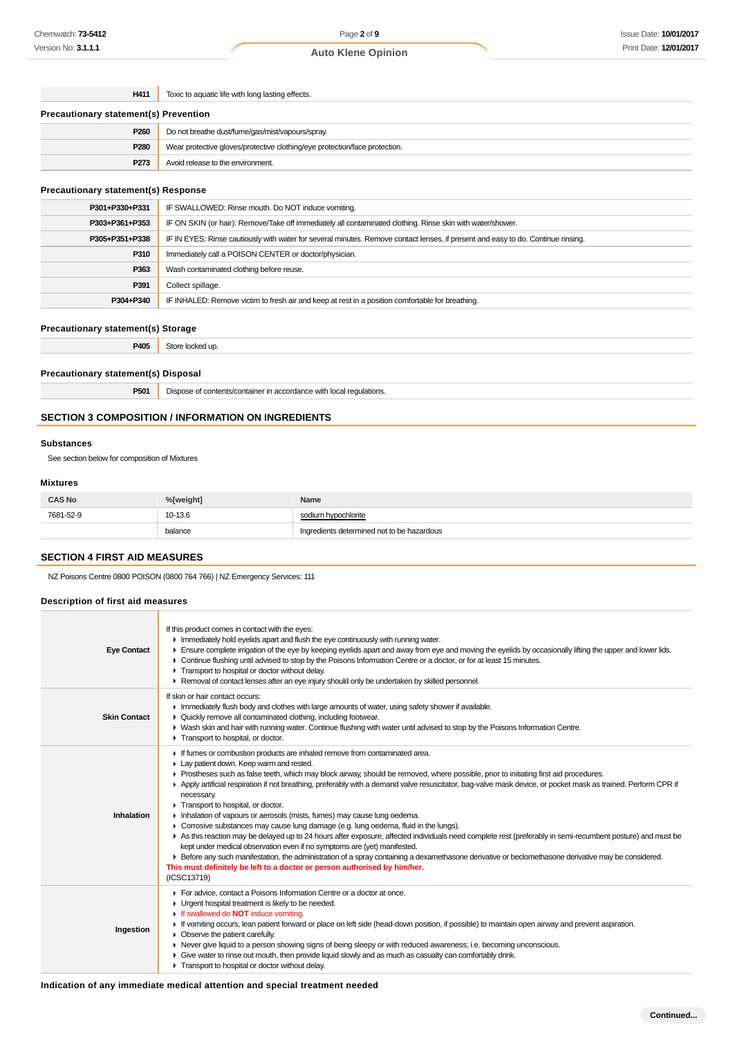| | |
|---|---|
| H411 | Toxic to aquatic life with long lasting effects. |

### Precautionary statement(s) Prevention

| | |
|---|---|
| P260 | Do not breathe dust/fume/gas/mist/vapours/spray. |
| P280 | Wear protective gloves/protective clothing/eye protection/face protection. |
| P273 | Avoid release to the environment. |

### Precautionary statement(s) Response

| | |
|---|---|
| P301+P330+P331 | IF SWALLOWED: Rinse mouth. Do NOT induce vomiting. |
| P303+P361+P353 | IF ON SKIN (or hair): Remove/Take off immediately all contaminated clothing. Rinse skin with water/shower. |
| P305+P351+P338 | IF IN EYES: Rinse cautiously with water for several minutes. Remove contact lenses, if present and easy to do. Continue rinsing. |
| P310 | Immediately call a POISON CENTER or doctor/physician. |
| P363 | Wash contaminated clothing before reuse. |
| P391 | Collect spillage. |
| P304+P340 | IF INHALED: Remove victim to fresh air and keep at rest in a position comfortable for breathing. |

### Precautionary statement(s) Storage

| | |
|---|---|
| P405 | Store locked up. |

### Precautionary statement(s) Disposal

| | |
|---|---|
| P501 | Dispose of contents/container in accordance with local regulations. |

## SECTION 3 COMPOSITION / INFORMATION ON INGREDIENTS

### Substances

See section below for composition of Mixtures

### Mixtures

| CAS No | %[weight] | Name |
|---|---|---|
| 7681-52-9 | 10-13.6 | sodium hypochlorite |
| | balance | Ingredients determined not to be hazardous |

## SECTION 4 FIRST AID MEASURES

NZ Poisons Centre 0800 POISON (0800 764 766) | NZ Emergency Services: 111

### Description of first aid measures

| | |
|---|---|
| Eye Contact | If this product comes in contact with the eyes:<br>▸ Immediately hold eyelids apart and flush the eye continuously with running water.<br>▸ Ensure complete irrigation of the eye by keeping eyelids apart and away from eye and moving the eyelids by occasionally lifting the upper and lower lids.<br>▸ Continue flushing until advised to stop by the Poisons Information Centre or a doctor, or for at least 15 minutes.<br>▸ Transport to hospital or doctor without delay.<br>▸ Removal of contact lenses after an eye injury should only be undertaken by skilled personnel. |
| Skin Contact | If skin or hair contact occurs:<br>▸ Immediately flush body and clothes with large amounts of water, using safety shower if available.<br>▸ Quickly remove all contaminated clothing, including footwear.<br>▸ Wash skin and hair with running water. Continue flushing with water until advised to stop by the Poisons Information Centre.<br>▸ Transport to hospital, or doctor. |
| Inhalation | ▸ If fumes or combustion products are inhaled remove from contaminated area.<br>▸ Lay patient down. Keep warm and rested.<br>▸ Prostheses such as false teeth, which may block airway, should be removed, where possible, prior to initiating first aid procedures.<br>▸ Apply artificial respiration if not breathing, preferably with a demand valve resuscitator, bag-valve mask device, or pocket mask as trained. Perform CPR if necessary.<br>▸ Transport to hospital, or doctor.<br>▸ Inhalation of vapours or aerosols (mists, fumes) may cause lung oedema.<br>▸ Corrosive substances may cause lung damage (e.g. lung oedema, fluid in the lungs).<br>▸ As this reaction may be delayed up to 24 hours after exposure, affected individuals need complete rest (preferably in semi-recumbent posture) and must be kept under medical observation even if no symptoms are (yet) manifested.<br>▸ Before any such manifestation, the administration of a spray containing a dexamethasone derivative or beclomethasone derivative may be considered.<br>**This must definitely be left to a doctor or person authorised by him/her.**<br>(ICSC13719) |
| Ingestion | ▸ For advice, contact a Poisons Information Centre or a doctor at once.<br>▸ Urgent hospital treatment is likely to be needed.<br>▸ If swallowed do **NOT** induce vomiting.<br>▸ If vomiting occurs, lean patient forward or place on left side (head-down position, if possible) to maintain open airway and prevent aspiration.<br>▸ Observe the patient carefully.<br>▸ Never give liquid to a person showing signs of being sleepy or with reduced awareness; i.e. becoming unconscious.<br>▸ Give water to rinse out mouth, then provide liquid slowly and as much as casualty can comfortably drink.<br>▸ Transport to hospital or doctor without delay. |

### Indication of any immediate medical attention and special treatment needed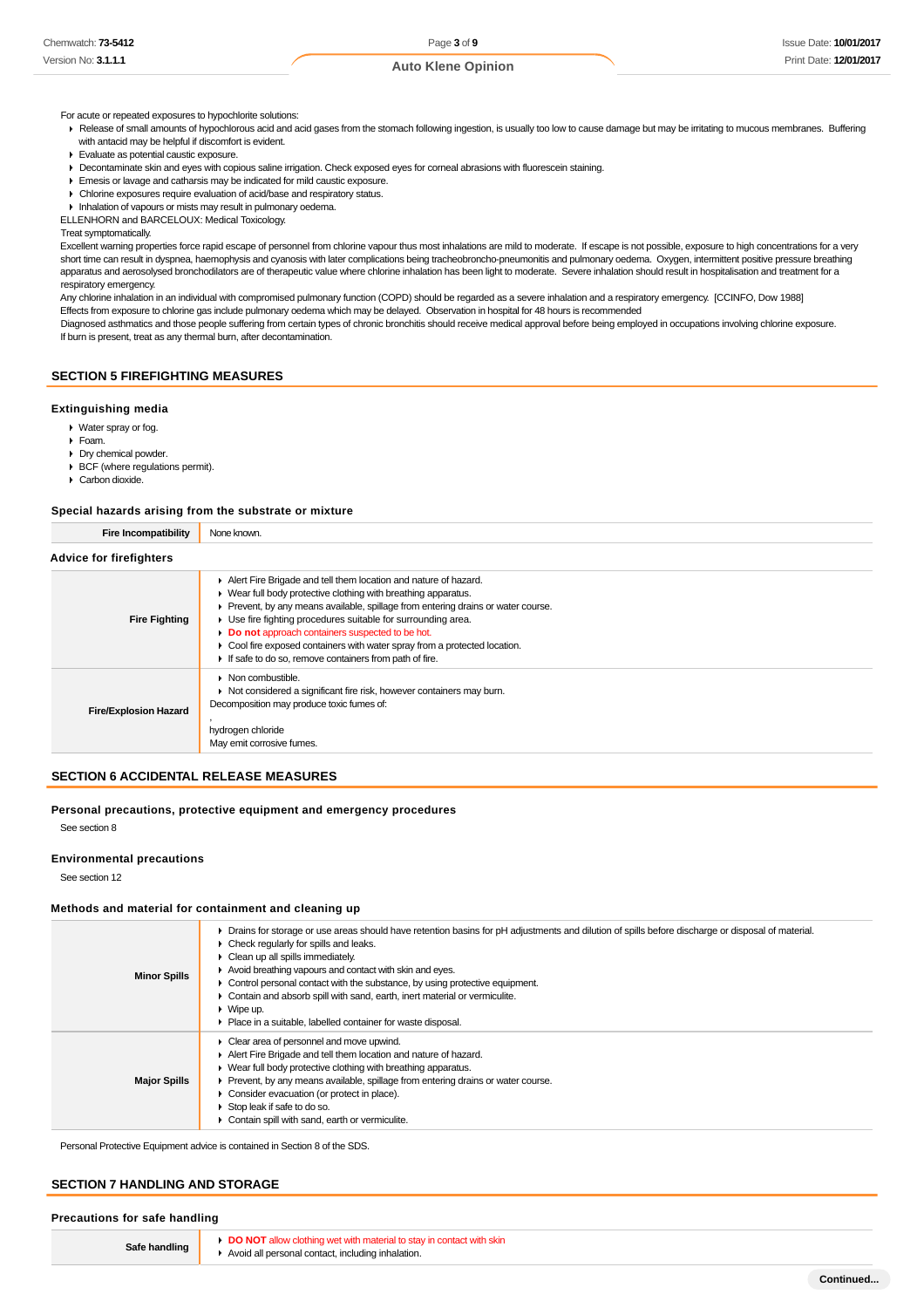For acute or repeated exposures to hypochlorite solutions:

- Release of small amounts of hypochlorous acid and acid gases from the stomach following ingestion, is usually too low to cause damage but may be irritating to mucous membranes. Buffering with antacid may be helpful if discomfort is evident.
- Evaluate as potential caustic exposure.
- Decontaminate skin and eyes with copious saline irrigation. Check exposed eyes for corneal abrasions with fluorescein staining.
- Emesis or lavage and catharsis may be indicated for mild caustic exposure.
- Chlorine exposures require evaluation of acid/base and respiratory status.
- Inhalation of vapours or mists may result in pulmonary oedema.

ELLENHORN and BARCELOUX: Medical Toxicology.

Treat symptomatically.

Excellent warning properties force rapid escape of personnel from chlorine vapour thus most inhalations are mild to moderate. If escape is not possible, exposure to high concentrations for a very short time can result in dyspnea, haemophysis and cyanosis with later complications being tracheobroncho-pneumonitis and pulmonary oedema. Oxygen, intermittent positive pressure breathing apparatus and aerosolysed bronchodilators are of therapeutic value where chlorine inhalation has been light to moderate. Severe inhalation should result in hospitalisation and treatment for a respiratory emergency.

Any chlorine inhalation in an individual with compromised pulmonary function (COPD) should be regarded as a severe inhalation and a respiratory emergency. [CCINFO, Dow 1988]

Effects from exposure to chlorine gas include pulmonary oedema which may be delayed. Observation in hospital for 48 hours is recommended

Diagnosed asthmatics and those people suffering from certain types of chronic bronchitis should receive medical approval before being employed in occupations involving chlorine exposure.

If burn is present, treat as any thermal burn, after decontamination.

## SECTION 5 FIREFIGHTING MEASURES

### Extinguishing media

- Water spray or fog.
- Foam.
- Dry chemical powder.
- BCF (where regulations permit).
- Carbon dioxide.

### Special hazards arising from the substrate or mixture

| | |
|---|---|
| **Fire Incompatibility** | None known. |

### Advice for firefighters

| | |
|---|---|
| **Fire Fighting** | ▸ Alert Fire Brigade and tell them location and nature of hazard.<br>▸ Wear full body protective clothing with breathing apparatus.<br>▸ Prevent, by any means available, spillage from entering drains or water course.<br>▸ Use fire fighting procedures suitable for surrounding area.<br>▸ **Do not** approach containers suspected to be hot.<br>▸ Cool fire exposed containers with water spray from a protected location.<br>▸ If safe to do so, remove containers from path of fire. |
| **Fire/Explosion Hazard** | ▸ Non combustible.<br>▸ Not considered a significant fire risk, however containers may burn.<br>Decomposition may produce toxic fumes of:<br>,<br>hydrogen chloride<br>May emit corrosive fumes. |

## SECTION 6 ACCIDENTAL RELEASE MEASURES

### Personal precautions, protective equipment and emergency procedures

See section 8

### Environmental precautions

See section 12

### Methods and material for containment and cleaning up

| | |
|---|---|
| **Minor Spills** | ▸ Drains for storage or use areas should have retention basins for pH adjustments and dilution of spills before discharge or disposal of material.<br>▸ Check regularly for spills and leaks.<br>▸ Clean up all spills immediately.<br>▸ Avoid breathing vapours and contact with skin and eyes.<br>▸ Control personal contact with the substance, by using protective equipment.<br>▸ Contain and absorb spill with sand, earth, inert material or vermiculite.<br>▸ Wipe up.<br>▸ Place in a suitable, labelled container for waste disposal. |
| **Major Spills** | ▸ Clear area of personnel and move upwind.<br>▸ Alert Fire Brigade and tell them location and nature of hazard.<br>▸ Wear full body protective clothing with breathing apparatus.<br>▸ Prevent, by any means available, spillage from entering drains or water course.<br>▸ Consider evacuation (or protect in place).<br>▸ Stop leak if safe to do so.<br>▸ Contain spill with sand, earth or vermiculite. |

Personal Protective Equipment advice is contained in Section 8 of the SDS.

## SECTION 7 HANDLING AND STORAGE

### Precautions for safe handling

| | |
|---|---|
| **Safe handling** | ▸ **DO NOT** allow clothing wet with material to stay in contact with skin<br>▸ Avoid all personal contact, including inhalation. |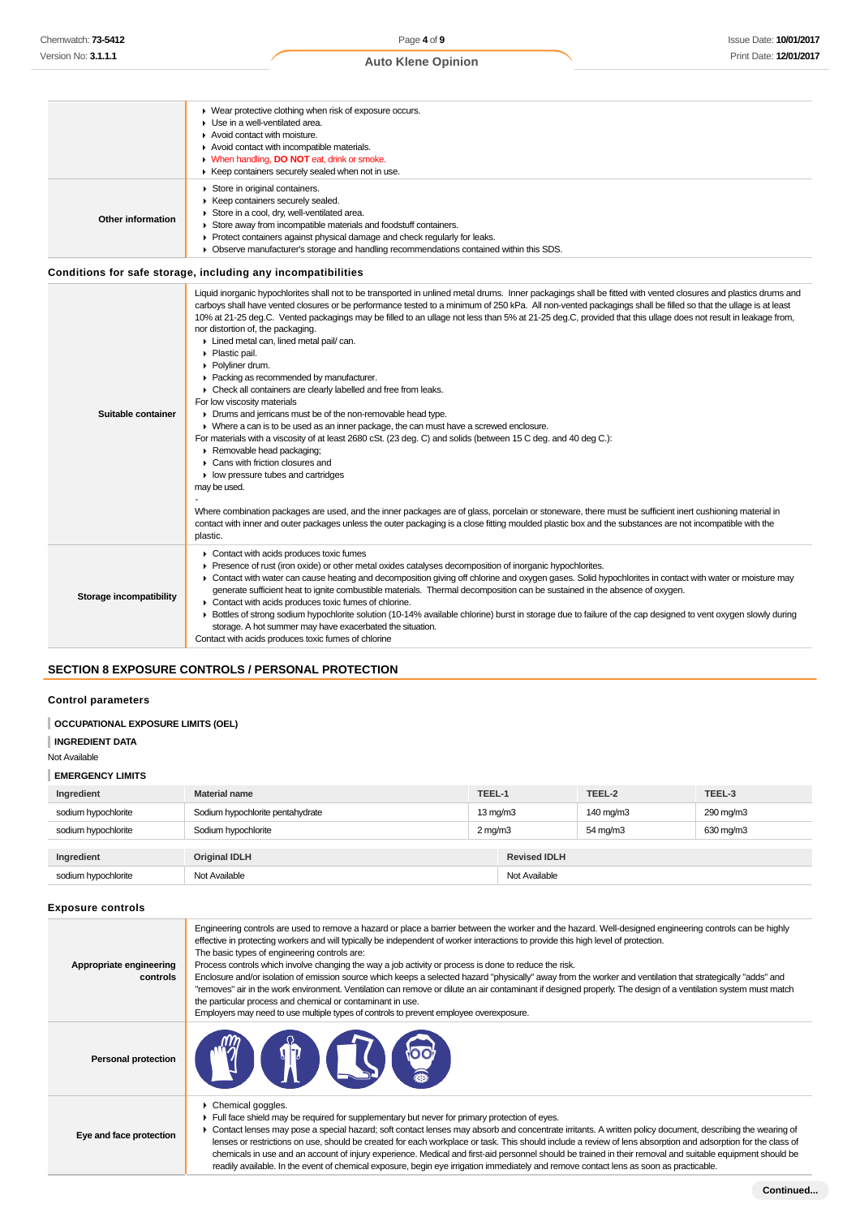| | |
|---|---|
| | ▸ Wear protective clothing when risk of exposure occurs.<br>▸ Use in a well-ventilated area.<br>▸ Avoid contact with moisture.<br>▸ Avoid contact with incompatible materials.<br>▸ When handling, **DO NOT** eat, drink or smoke.<br>▸ Keep containers securely sealed when not in use. |
| **Other information** | ▸ Store in original containers.<br>▸ Keep containers securely sealed.<br>▸ Store in a cool, dry, well-ventilated area.<br>▸ Store away from incompatible materials and foodstuff containers.<br>▸ Protect containers against physical damage and check regularly for leaks.<br>▸ Observe manufacturer's storage and handling recommendations contained within this SDS. |

### Conditions for safe storage, including any incompatibilities

| | |
|---|---|
| **Suitable container** | Liquid inorganic hypochlorites shall not to be transported in unlined metal drums. Inner packagings shall be fitted with vented closures and plastics drums and carboys shall have vented closures or be performance tested to a minimum of 250 kPa. All non-vented packagings shall be filled so that the ullage is at least 10% at 21-25 deg.C. Vented packagings may be filled to an ullage not less than 5% at 21-25 deg.C, provided that this ullage does not result in leakage from, nor distortion of, the packaging.<br>▸ Lined metal can, lined metal pail/ can.<br>▸ Plastic pail.<br>▸ Polyliner drum.<br>▸ Packing as recommended by manufacturer.<br>▸ Check all containers are clearly labelled and free from leaks.<br>For low viscosity materials<br>▸ Drums and jerricans must be of the non-removable head type.<br>▸ Where a can is to be used as an inner package, the can must have a screwed enclosure.<br>For materials with a viscosity of at least 2680 cSt. (23 deg. C) and solids (between 15 C deg. and 40 deg C.):<br>▸ Removable head packaging;<br>▸ Cans with friction closures and<br>▸ low pressure tubes and cartridges<br>may be used.<br>-<br>Where combination packages are used, and the inner packages are of glass, porcelain or stoneware, there must be sufficient inert cushioning material in contact with inner and outer packages unless the outer packaging is a close fitting moulded plastic box and the substances are not incompatible with the plastic. |
| **Storage incompatibility** | ▸ Contact with acids produces toxic fumes<br>▸ Presence of rust (iron oxide) or other metal oxides catalyses decomposition of inorganic hypochlorites.<br>▸ Contact with water can cause heating and decomposition giving off chlorine and oxygen gases. Solid hypochlorites in contact with water or moisture may generate sufficient heat to ignite combustible materials. Thermal decomposition can be sustained in the absence of oxygen.<br>▸ Contact with acids produces toxic fumes of chlorine.<br>▸ Bottles of strong sodium hypochlorite solution (10-14% available chlorine) burst in storage due to failure of the cap designed to vent oxygen slowly during storage. A hot summer may have exacerbated the situation.<br>Contact with acids produces toxic fumes of chlorine |

## SECTION 8 EXPOSURE CONTROLS / PERSONAL PROTECTION

### Control parameters

**OCCUPATIONAL EXPOSURE LIMITS (OEL)**

**INGREDIENT DATA**

Not Available

**EMERGENCY LIMITS**

| Ingredient | Material name | TEEL-1 | TEEL-2 | TEEL-3 |
|---|---|---|---|---|
| sodium hypochlorite | Sodium hypochlorite pentahydrate | 13 mg/m3 | 140 mg/m3 | 290 mg/m3 |
| sodium hypochlorite | Sodium hypochlorite | 2 mg/m3 | 54 mg/m3 | 630 mg/m3 |

| Ingredient | Original IDLH | Revised IDLH |
|---|---|---|
| sodium hypochlorite | Not Available | Not Available |

### Exposure controls

| | |
|---|---|
| **Appropriate engineering controls** | Engineering controls are used to remove a hazard or place a barrier between the worker and the hazard. Well-designed engineering controls can be highly effective in protecting workers and will typically be independent of worker interactions to provide this high level of protection.<br>The basic types of engineering controls are:<br>Process controls which involve changing the way a job activity or process is done to reduce the risk.<br>Enclosure and/or isolation of emission source which keeps a selected hazard "physically" away from the worker and ventilation that strategically "adds" and "removes" air in the work environment. Ventilation can remove or dilute an air contaminant if designed properly. The design of a ventilation system must match the particular process and chemical or contaminant in use.<br>Employers may need to use multiple types of controls to prevent employee overexposure. |
| **Personal protection** | |
| **Eye and face protection** | ▸ Chemical goggles.<br>▸ Full face shield may be required for supplementary but never for primary protection of eyes.<br>▸ Contact lenses may pose a special hazard; soft contact lenses may absorb and concentrate irritants. A written policy document, describing the wearing of lenses or restrictions on use, should be created for each workplace or task. This should include a review of lens absorption and adsorption for the class of chemicals in use and an account of injury experience. Medical and first-aid personnel should be trained in their removal and suitable equipment should be readily available. In the event of chemical exposure, begin eye irrigation immediately and remove contact lens as soon as practicable. |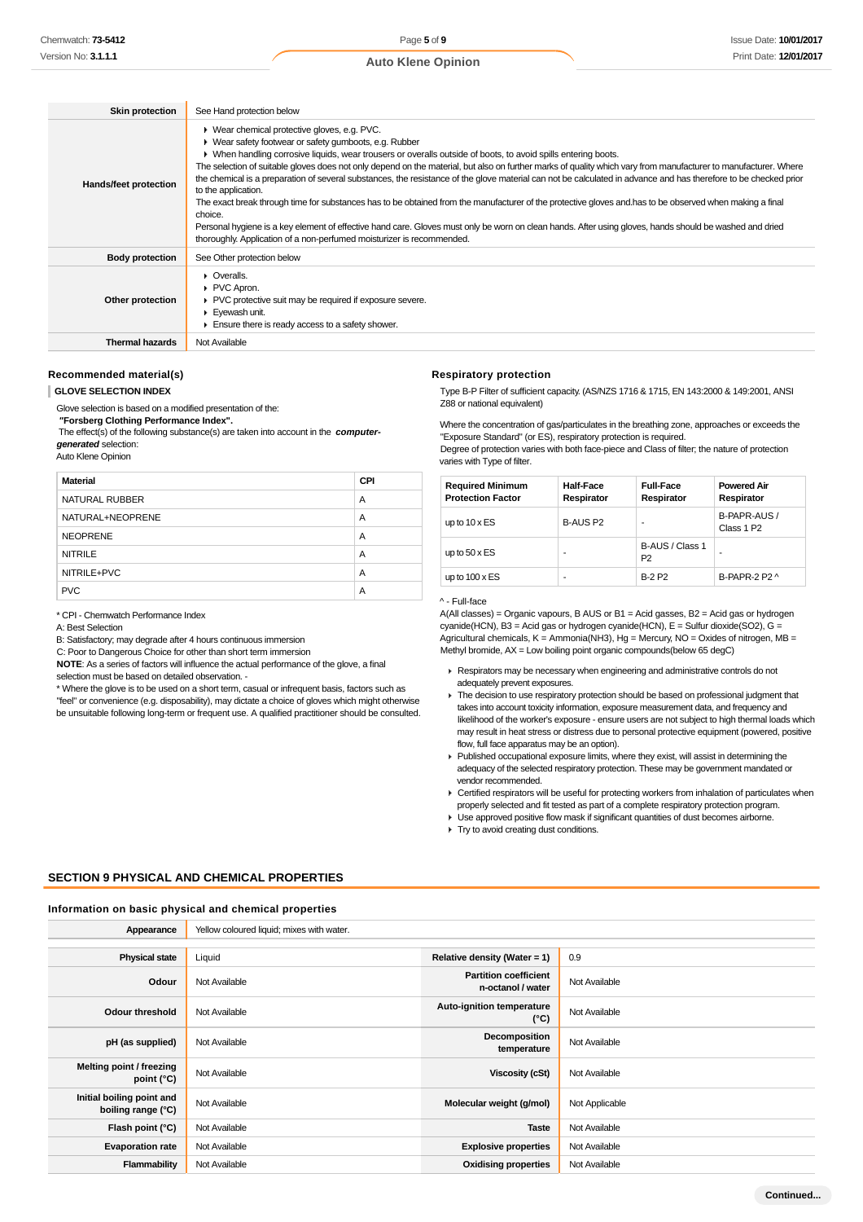| | |
|---|---|
| **Skin protection** | See Hand protection below |
| **Hands/feet protection** | ▸ Wear chemical protective gloves, e.g. PVC.<br>▸ Wear safety footwear or safety gumboots, e.g. Rubber<br>▸ When handling corrosive liquids, wear trousers or overalls outside of boots, to avoid spills entering boots.<br>The selection of suitable gloves does not only depend on the material, but also on further marks of quality which vary from manufacturer to manufacturer. Where the chemical is a preparation of several substances, the resistance of the glove material can not be calculated in advance and has therefore to be checked prior to the application.<br>The exact break through time for substances has to be obtained from the manufacturer of the protective gloves and.has to be observed when making a final choice.<br>Personal hygiene is a key element of effective hand care. Gloves must only be worn on clean hands. After using gloves, hands should be washed and dried thoroughly. Application of a non-perfumed moisturizer is recommended. |
| **Body protection** | See Other protection below |
| **Other protection** | ▸ Overalls.<br>▸ PVC Apron.<br>▸ PVC protective suit may be required if exposure severe.<br>▸ Eyewash unit.<br>▸ Ensure there is ready access to a safety shower. |
| **Thermal hazards** | Not Available |

### Recommended material(s)

**GLOVE SELECTION INDEX**

Glove selection is based on a modified presentation of the:
**"Forsberg Clothing Performance Index".**
The effect(s) of the following substance(s) are taken into account in the ***computer-generated*** selection:
Auto Klene Opinion

| Material | CPI |
|---|---|
| NATURAL RUBBER | A |
| NATURAL+NEOPRENE | A |
| NEOPRENE | A |
| NITRILE | A |
| NITRILE+PVC | A |
| PVC | A |

* CPI - Chemwatch Performance Index
A: Best Selection
B: Satisfactory; may degrade after 4 hours continuous immersion
C: Poor to Dangerous Choice for other than short term immersion
**NOTE**: As a series of factors will influence the actual performance of the glove, a final selection must be based on detailed observation. -
* Where the glove is to be used on a short term, casual or infrequent basis, factors such as "feel" or convenience (e.g. disposability), may dictate a choice of gloves which might otherwise be unsuitable following long-term or frequent use. A qualified practitioner should be consulted.

### Respiratory protection

Type B-P Filter of sufficient capacity. (AS/NZS 1716 & 1715, EN 143:2000 & 149:2001, ANSI Z88 or national equivalent)

Where the concentration of gas/particulates in the breathing zone, approaches or exceeds the "Exposure Standard" (or ES), respiratory protection is required.
Degree of protection varies with both face-piece and Class of filter; the nature of protection varies with Type of filter.

| Required Minimum Protection Factor | Half-Face Respirator | Full-Face Respirator | Powered Air Respirator |
|---|---|---|---|
| up to 10 x ES | B-AUS P2 | - | B-PAPR-AUS / Class 1 P2 |
| up to 50 x ES | - | B-AUS / Class 1 P2 | - |
| up to 100 x ES | - | B-2 P2 | B-PAPR-2 P2 ^ |

^ - Full-face
A(All classes) = Organic vapours, B AUS or B1 = Acid gasses, B2 = Acid gas or hydrogen cyanide(HCN), B3 = Acid gas or hydrogen cyanide(HCN), E = Sulfur dioxide($SO_2$), G = Agricultural chemicals, K = Ammonia($NH_3$), Hg = Mercury, NO = Oxides of nitrogen, MB = Methyl bromide, AX = Low boiling point organic compounds(below 65 degC)

- Respirators may be necessary when engineering and administrative controls do not adequately prevent exposures.
- The decision to use respiratory protection should be based on professional judgment that takes into account toxicity information, exposure measurement data, and frequency and likelihood of the worker's exposure - ensure users are not subject to high thermal loads which may result in heat stress or distress due to personal protective equipment (powered, positive flow, full face apparatus may be an option).
- Published occupational exposure limits, where they exist, will assist in determining the adequacy of the selected respiratory protection. These may be government mandated or vendor recommended.
- Certified respirators will be useful for protecting workers from inhalation of particulates when properly selected and fit tested as part of a complete respiratory protection program.
- Use approved positive flow mask if significant quantities of dust becomes airborne.
- Try to avoid creating dust conditions.

## SECTION 9 PHYSICAL AND CHEMICAL PROPERTIES

### Information on basic physical and chemical properties

| | | | |
|---|---|---|---|
| **Appearance** | Yellow coloured liquid; mixes with water. | | |
| **Physical state** | Liquid | **Relative density (Water = 1)** | 0.9 |
| **Odour** | Not Available | **Partition coefficient n-octanol / water** | Not Available |
| **Odour threshold** | Not Available | **Auto-ignition temperature (°C)** | Not Available |
| **pH (as supplied)** | Not Available | **Decomposition temperature** | Not Available |
| **Melting point / freezing point (°C)** | Not Available | **Viscosity (cSt)** | Not Available |
| **Initial boiling point and boiling range (°C)** | Not Available | **Molecular weight (g/mol)** | Not Applicable |
| **Flash point (°C)** | Not Available | **Taste** | Not Available |
| **Evaporation rate** | Not Available | **Explosive properties** | Not Available |
| **Flammability** | Not Available | **Oxidising properties** | Not Available |

Continued...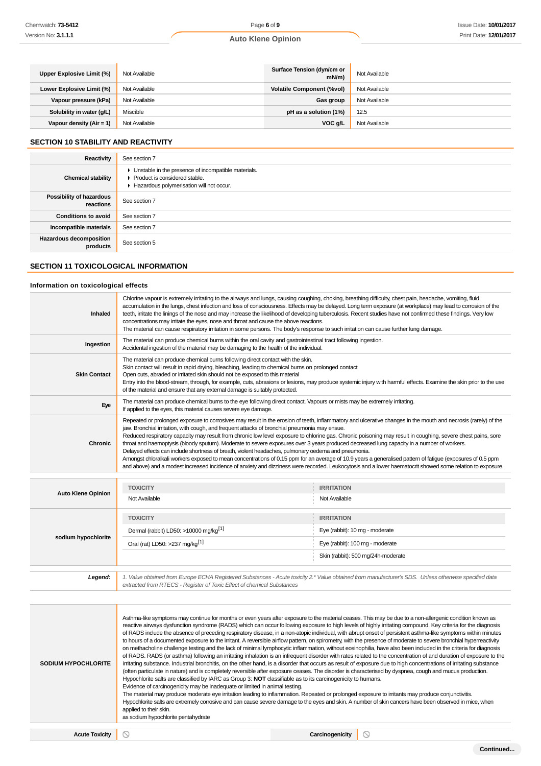| Upper Explosive Limit (%) | Not Available | Surface Tension (dyn/cm or mN/m) | Not Available |
|---|---|---|---|
| Lower Explosive Limit (%) | Not Available | Volatile Component (%vol) | Not Available |
| Vapour pressure (kPa) | Not Available | Gas group | Not Available |
| Solubility in water (g/L) | Miscible | pH as a solution (1%) | 12.5 |
| Vapour density (Air = 1) | Not Available | VOC g/L | Not Available |

## SECTION 10 STABILITY AND REACTIVITY

| | |
|---|---|
| Reactivity | See section 7 |
| Chemical stability | ▸ Unstable in the presence of incompatible materials.<br>▸ Product is considered stable.<br>▸ Hazardous polymerisation will not occur. |
| Possibility of hazardous reactions | See section 7 |
| Conditions to avoid | See section 7 |
| Incompatible materials | See section 7 |
| Hazardous decomposition products | See section 5 |

## SECTION 11 TOXICOLOGICAL INFORMATION

### Information on toxicological effects

| | |
|---|---|
| Inhaled | Chlorine vapour is extremely irritating to the airways and lungs, causing coughing, choking, breathing difficulty, chest pain, headache, vomiting, fluid accumulation in the lungs, chest infection and loss of consciousness. Effects may be delayed. Long term exposure (at workplace) may lead to corrosion of the teeth, irritate the linings of the nose and may increase the likelihood of developing tuberculosis. Recent studies have not confirmed these findings. Very low concentrations may irritate the eyes, nose and throat and cause the above reactions.<br>The material can cause respiratory irritation in some persons. The body's response to such irritation can cause further lung damage. |
| Ingestion | The material can produce chemical burns within the oral cavity and gastrointestinal tract following ingestion.<br>Accidental ingestion of the material may be damaging to the health of the individual. |
| Skin Contact | The material can produce chemical burns following direct contact with the skin.<br>Skin contact will result in rapid drying, bleaching, leading to chemical burns on prolonged contact<br>Open cuts, abraded or irritated skin should not be exposed to this material<br>Entry into the blood-stream, through, for example, cuts, abrasions or lesions, may produce systemic injury with harmful effects. Examine the skin prior to the use of the material and ensure that any external damage is suitably protected. |
| Eye | The material can produce chemical burns to the eye following direct contact. Vapours or mists may be extremely irritating.<br>If applied to the eyes, this material causes severe eye damage. |
| Chronic | Repeated or prolonged exposure to corrosives may result in the erosion of teeth, inflammatory and ulcerative changes in the mouth and necrosis (rarely) of the jaw. Bronchial irritation, with cough, and frequent attacks of bronchial pneumonia may ensue.<br>Reduced respiratory capacity may result from chronic low level exposure to chlorine gas. Chronic poisoning may result in coughing, severe chest pains, sore throat and haemoptysis (bloody sputum). Moderate to severe exposures over 3 years produced decreased lung capacity in a number of workers.<br>Delayed effects can include shortness of breath, violent headaches, pulmonary oedema and pneumonia.<br>Amongst chloralkali workers exposed to mean concentrations of 0.15 ppm for an average of 10.9 years a generalised pattern of fatigue (exposures of 0.5 ppm and above) and a modest increased incidence of anxiety and dizziness were recorded. Leukocytosis and a lower haematocrit showed some relation to exposure. |

| | TOXICITY | IRRITATION |
|---|---|---|
| Auto Klene Opinion | Not Available | Not Available |
| | **TOXICITY** | **IRRITATION** |
| sodium hypochlorite | Dermal (rabbit) LD50: >10000 mg/kg[1] | Eye (rabbit): 10 mg - moderate |
| | Oral (rat) LD50: >237 mg/kg[1] | Eye (rabbit): 100 mg - moderate |
| | | Skin (rabbit): 500 mg/24h-moderate |

| | |
|---|---|
| ***Legend:*** | *1. Value obtained from Europe ECHA Registered Substances - Acute toxicity 2.\* Value obtained from manufacturer's SDS. Unless otherwise specified data extracted from RTECS - Register of Toxic Effect of chemical Substances* |

| | |
|---|---|
| SODIUM HYPOCHLORITE | Asthma-like symptoms may continue for months or even years after exposure to the material ceases. This may be due to a non-allergenic condition known as reactive airways dysfunction syndrome (RADS) which can occur following exposure to high levels of highly irritating compound. Key criteria for the diagnosis of RADS include the absence of preceding respiratory disease, in a non-atopic individual, with abrupt onset of persistent asthma-like symptoms within minutes to hours of a documented exposure to the irritant. A reversible airflow pattern, on spirometry, with the presence of moderate to severe bronchial hyperreactivity on methacholine challenge testing and the lack of minimal lymphocytic inflammation, without eosinophilia, have also been included in the criteria for diagnosis of RADS. RADS (or asthma) following an irritating inhalation is an infrequent disorder with rates related to the concentration of and duration of exposure to the irritating substance. Industrial bronchitis, on the other hand, is a disorder that occurs as result of exposure due to high concentrations of irritating substance (often particulate in nature) and is completely reversible after exposure ceases. The disorder is characterised by dyspnea, cough and mucus production.<br>Hypochlorite salts are classified by IARC as Group 3: **NOT** classifiable as to its carcinogenicity to humans.<br>Evidence of carcinogenicity may be inadequate or limited in animal testing.<br>The material may produce moderate eye irritation leading to inflammation. Repeated or prolonged exposure to irritants may produce conjunctivitis.<br>Hypochlorite salts are extremely corrosive and can cause severe damage to the eyes and skin. A number of skin cancers have been observed in mice, when applied to their skin.<br>as sodium hypochlorite pentahydrate |

| Acute Toxicity | ⃠ | Carcinogenicity | ⃠ |
|---|---|---|---|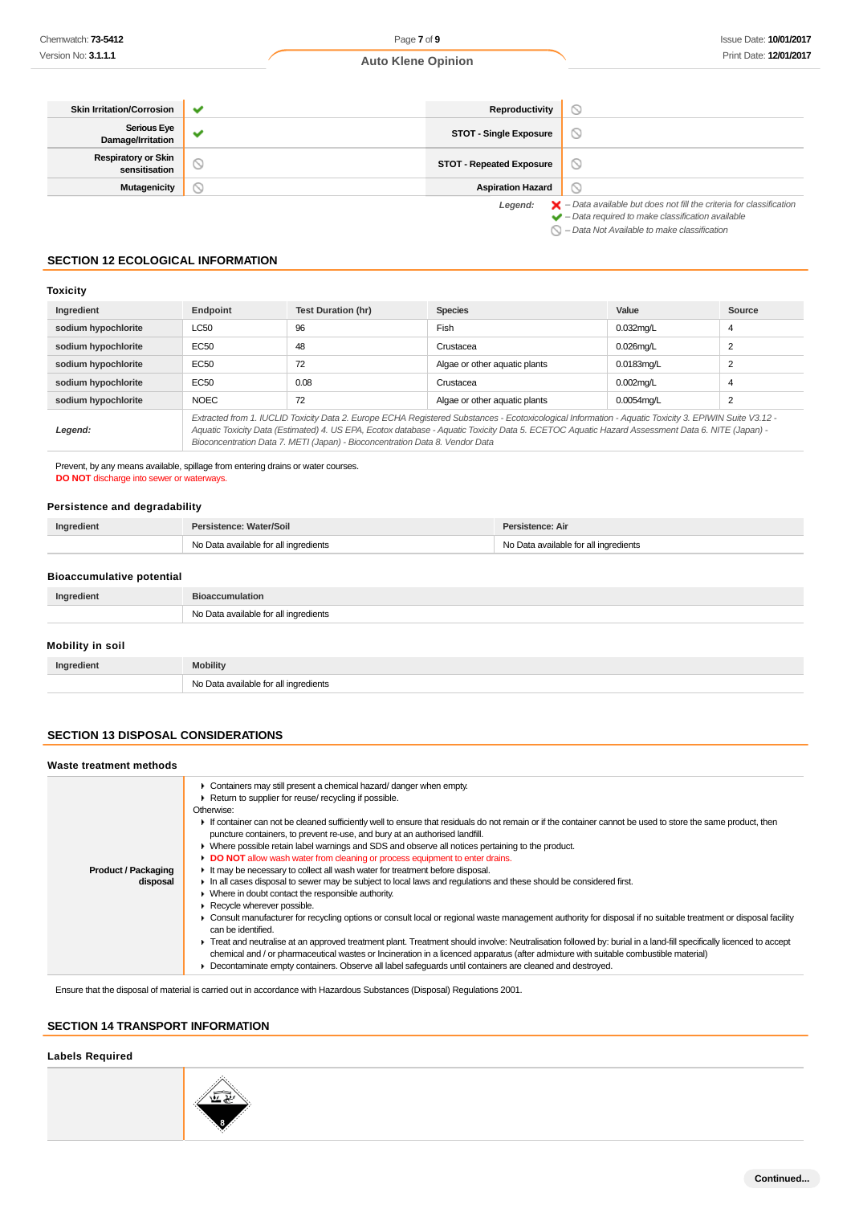| Skin Irritation/Corrosion | ✔ | Reproductivity | ⃠ |
|---|---|---|---|
| Serious Eye Damage/Irritation | ✔ | STOT - Single Exposure | ⃠ |
| Respiratory or Skin sensitisation | ⃠ | STOT - Repeated Exposure | ⃠ |
| Mutagenicity | ⃠ | Aspiration Hazard | ⃠ |

*Legend:* ✖ – *Data available but does not fill the criteria for classification*
✔ – *Data required to make classification available*
⃠ – *Data Not Available to make classification*

## SECTION 12 ECOLOGICAL INFORMATION

### Toxicity

| Ingredient | Endpoint | Test Duration (hr) | Species | Value | Source |
|---|---|---|---|---|---|
| sodium hypochlorite | LC50 | 96 | Fish | 0.032mg/L | 4 |
| sodium hypochlorite | EC50 | 48 | Crustacea | 0.026mg/L | 2 |
| sodium hypochlorite | EC50 | 72 | Algae or other aquatic plants | 0.0183mg/L | 2 |
| sodium hypochlorite | EC50 | 0.08 | Crustacea | 0.002mg/L | 4 |
| sodium hypochlorite | NOEC | 72 | Algae or other aquatic plants | 0.0054mg/L | 2 |
| ***Legend:*** | *Extracted from 1. IUCLID Toxicity Data 2. Europe ECHA Registered Substances - Ecotoxicological Information - Aquatic Toxicity 3. EPIWIN Suite V3.12 - Aquatic Toxicity Data (Estimated) 4. US EPA, Ecotox database - Aquatic Toxicity Data 5. ECETOC Aquatic Hazard Assessment Data 6. NITE (Japan) - Bioconcentration Data 7. METI (Japan) - Bioconcentration Data 8. Vendor Data* | | | | |

Prevent, by any means available, spillage from entering drains or water courses.
**DO NOT** discharge into sewer or waterways.

### Persistence and degradability

| Ingredient | Persistence: Water/Soil | Persistence: Air |
|---|---|---|
| | No Data available for all ingredients | No Data available for all ingredients |

### Bioaccumulative potential

| Ingredient | Bioaccumulation |
|---|---|
| | No Data available for all ingredients |

### Mobility in soil

| Ingredient | Mobility |
|---|---|
| | No Data available for all ingredients |

## SECTION 13 DISPOSAL CONSIDERATIONS

### Waste treatment methods

**Product / Packaging disposal**

- Containers may still present a chemical hazard/ danger when empty.
- Return to supplier for reuse/ recycling if possible.

Otherwise:

- If container can not be cleaned sufficiently well to ensure that residuals do not remain or if the container cannot be used to store the same product, then puncture containers, to prevent re-use, and bury at an authorised landfill.
- Where possible retain label warnings and SDS and observe all notices pertaining to the product.
- **DO NOT** allow wash water from cleaning or process equipment to enter drains.
- It may be necessary to collect all wash water for treatment before disposal.
- In all cases disposal to sewer may be subject to local laws and regulations and these should be considered first.
- Where in doubt contact the responsible authority.
- Recycle wherever possible.
- Consult manufacturer for recycling options or consult local or regional waste management authority for disposal if no suitable treatment or disposal facility can be identified.
- Treat and neutralise at an approved treatment plant. Treatment should involve: Neutralisation followed by: burial in a land-fill specifically licenced to accept chemical and / or pharmaceutical wastes or Incineration in a licenced apparatus (after admixture with suitable combustible material)
- Decontaminate empty containers. Observe all label safeguards until containers are cleaned and destroyed.

Ensure that the disposal of material is carried out in accordance with Hazardous Substances (Disposal) Regulations 2001.

## SECTION 14 TRANSPORT INFORMATION

### Labels Required

8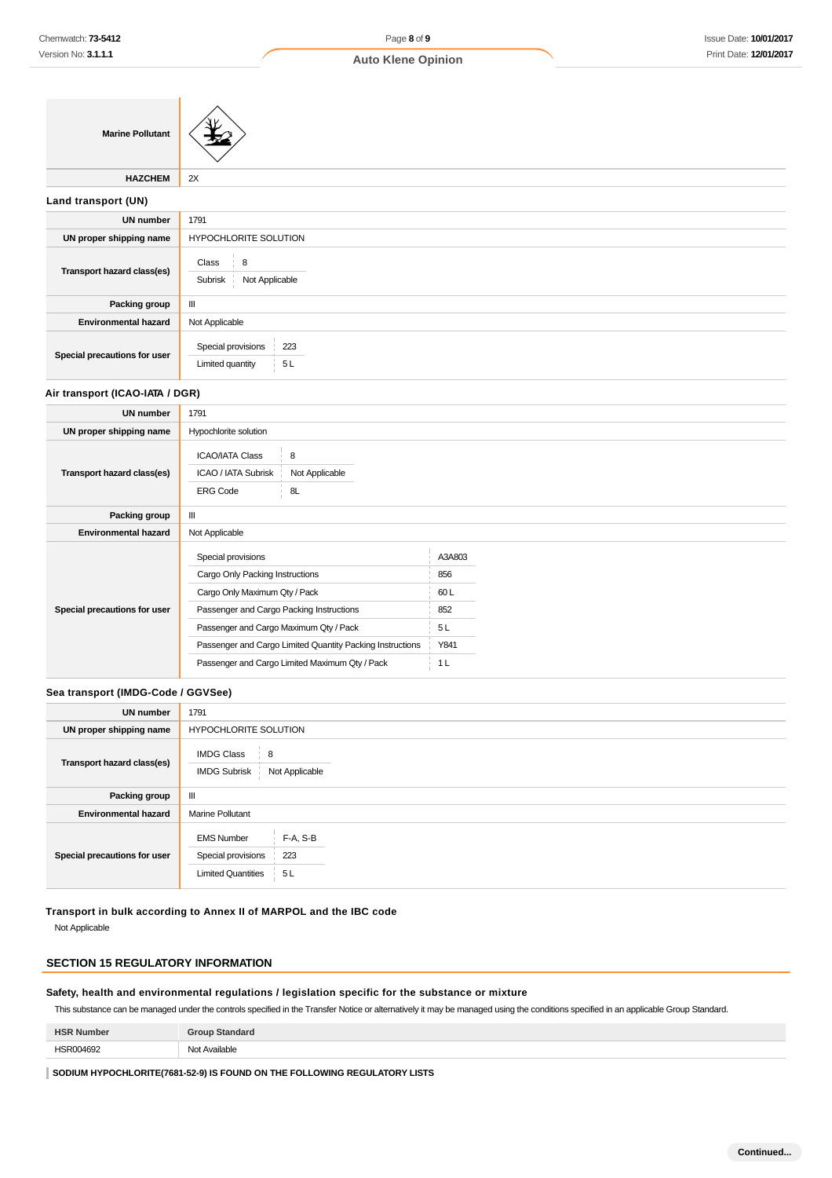| | |
|---|---|
| **Marine Pollutant** | |
| **HAZCHEM** | 2X |

### Land transport (UN)

| | |
|---|---|
| **UN number** | 1791 |
| **UN proper shipping name** | HYPOCHLORITE SOLUTION |
| **Transport hazard class(es)** | Class: 8<br>Subrisk: Not Applicable |
| **Packing group** | III |
| **Environmental hazard** | Not Applicable |
| **Special precautions for user** | Special provisions: 223<br>Limited quantity: 5 L |

### Air transport (ICAO-IATA / DGR)

| | |
|---|---|
| **UN number** | 1791 |
| **UN proper shipping name** | Hypochlorite solution |
| **Transport hazard class(es)** | ICAO/IATA Class: 8<br>ICAO / IATA Subrisk: Not Applicable<br>ERG Code: 8L |
| **Packing group** | III |
| **Environmental hazard** | Not Applicable |
| **Special precautions for user** | Special provisions: A3A803<br>Cargo Only Packing Instructions: 856<br>Cargo Only Maximum Qty / Pack: 60 L<br>Passenger and Cargo Packing Instructions: 852<br>Passenger and Cargo Maximum Qty / Pack: 5 L<br>Passenger and Cargo Limited Quantity Packing Instructions: Y841<br>Passenger and Cargo Limited Maximum Qty / Pack: 1 L |

### Sea transport (IMDG-Code / GGVSee)

| | |
|---|---|
| **UN number** | 1791 |
| **UN proper shipping name** | HYPOCHLORITE SOLUTION |
| **Transport hazard class(es)** | IMDG Class: 8<br>IMDG Subrisk: Not Applicable |
| **Packing group** | III |
| **Environmental hazard** | Marine Pollutant |
| **Special precautions for user** | EMS Number: F-A, S-B<br>Special provisions: 223<br>Limited Quantities: 5 L |

### Transport in bulk according to Annex II of MARPOL and the IBC code

Not Applicable

## SECTION 15 REGULATORY INFORMATION

### Safety, health and environmental regulations / legislation specific for the substance or mixture

This substance can be managed under the controls specified in the Transfer Notice or alternatively it may be managed using the conditions specified in an applicable Group Standard.

| HSR Number | Group Standard |
|---|---|
| HSR004692 | Not Available |

**SODIUM HYPOCHLORITE(7681-52-9) IS FOUND ON THE FOLLOWING REGULATORY LISTS**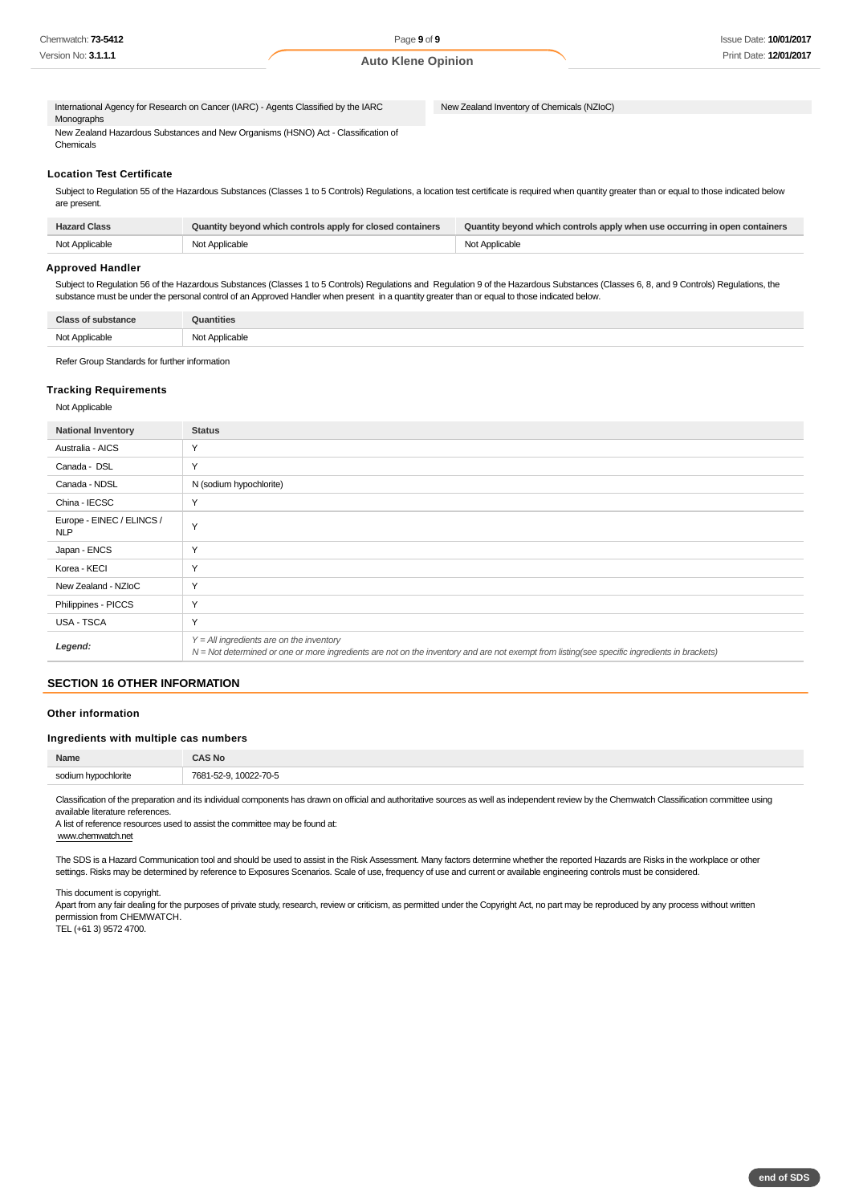| | |
|---|---|
| International Agency for Research on Cancer (IARC) - Agents Classified by the IARC Monographs | New Zealand Inventory of Chemicals (NZIoC) |
| New Zealand Hazardous Substances and New Organisms (HSNO) Act - Classification of Chemicals | |

### Location Test Certificate

Subject to Regulation 55 of the Hazardous Substances (Classes 1 to 5 Controls) Regulations, a location test certificate is required when quantity greater than or equal to those indicated below are present.

| Hazard Class | Quantity beyond which controls apply for closed containers | Quantity beyond which controls apply when use occurring in open containers |
|---|---|---|
| Not Applicable | Not Applicable | Not Applicable |

### Approved Handler

Subject to Regulation 56 of the Hazardous Substances (Classes 1 to 5 Controls) Regulations and Regulation 9 of the Hazardous Substances (Classes 6, 8, and 9 Controls) Regulations, the substance must be under the personal control of an Approved Handler when present in a quantity greater than or equal to those indicated below.

| Class of substance | Quantities |
|---|---|
| Not Applicable | Not Applicable |

Refer Group Standards for further information

### Tracking Requirements

Not Applicable

| National Inventory | Status |
|---|---|
| Australia - AICS | Y |
| Canada - DSL | Y |
| Canada - NDSL | N (sodium hypochlorite) |
| China - IECSC | Y |
| Europe - EINEC / ELINCS / NLP | Y |
| Japan - ENCS | Y |
| Korea - KECI | Y |
| New Zealand - NZIoC | Y |
| Philippines - PICCS | Y |
| USA - TSCA | Y |
| ***Legend:*** | *Y = All ingredients are on the inventory*<br>*N = Not determined or one or more ingredients are not on the inventory and are not exempt from listing(see specific ingredients in brackets)* |

## SECTION 16 OTHER INFORMATION

### Other information

### Ingredients with multiple cas numbers

| Name | CAS No |
|---|---|
| sodium hypochlorite | 7681-52-9, 10022-70-5 |

Classification of the preparation and its individual components has drawn on official and authoritative sources as well as independent review by the Chemwatch Classification committee using available literature references.
A list of reference resources used to assist the committee may be found at:
www.chemwatch.net

The SDS is a Hazard Communication tool and should be used to assist in the Risk Assessment. Many factors determine whether the reported Hazards are Risks in the workplace or other settings. Risks may be determined by reference to Exposures Scenarios. Scale of use, frequency of use and current or available engineering controls must be considered.

This document is copyright.
Apart from any fair dealing for the purposes of private study, research, review or criticism, as permitted under the Copyright Act, no part may be reproduced by any process without written permission from CHEMWATCH.
TEL (+61 3) 9572 4700.

end of SDS